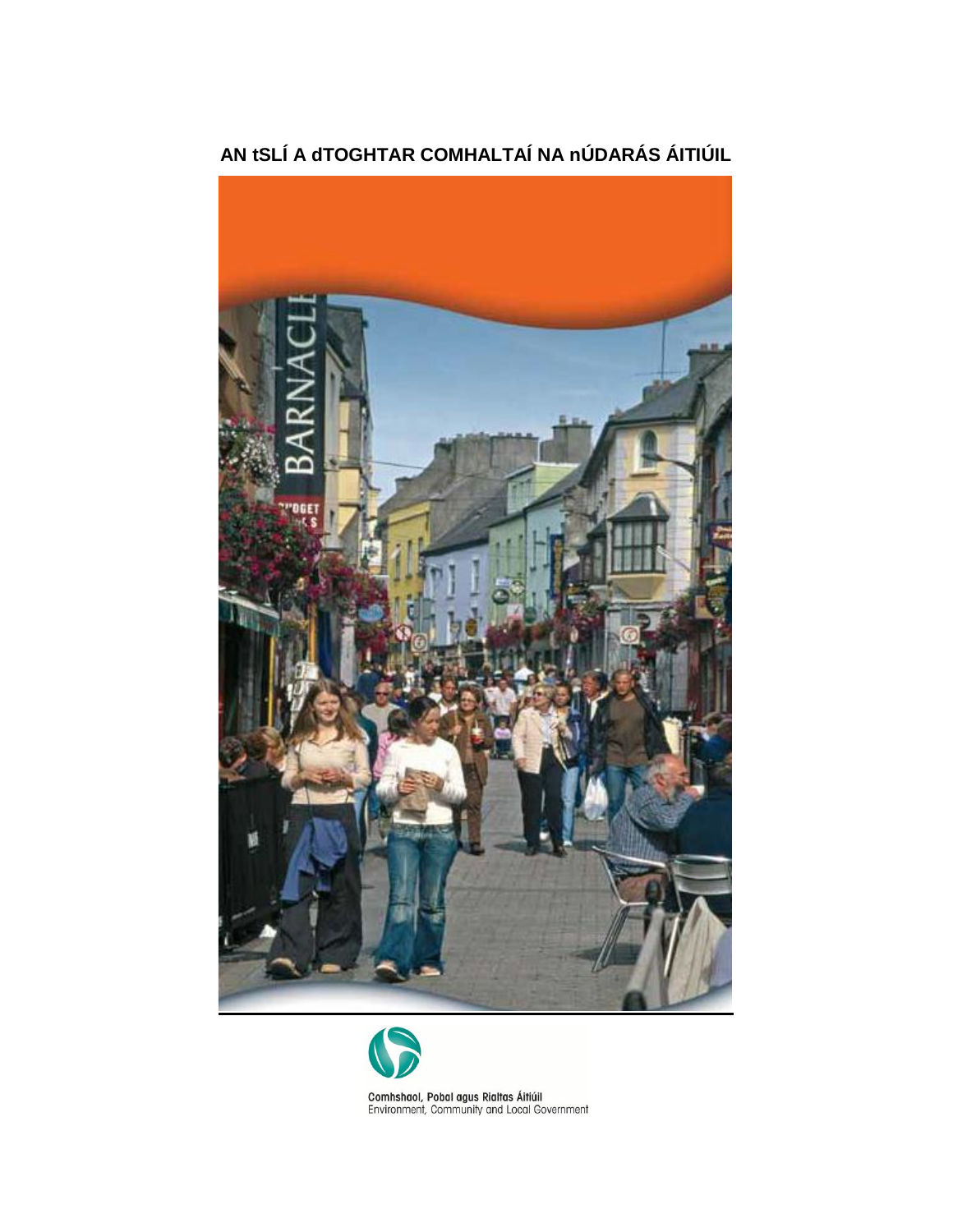# AN tSLÍ A dTOGHTAR COMHALTAÍ NA nÚDARÁS ÁITIÚIL

Comhshaol, Pobal agus Rialtas Áitiúil
Environment, Community and Local Government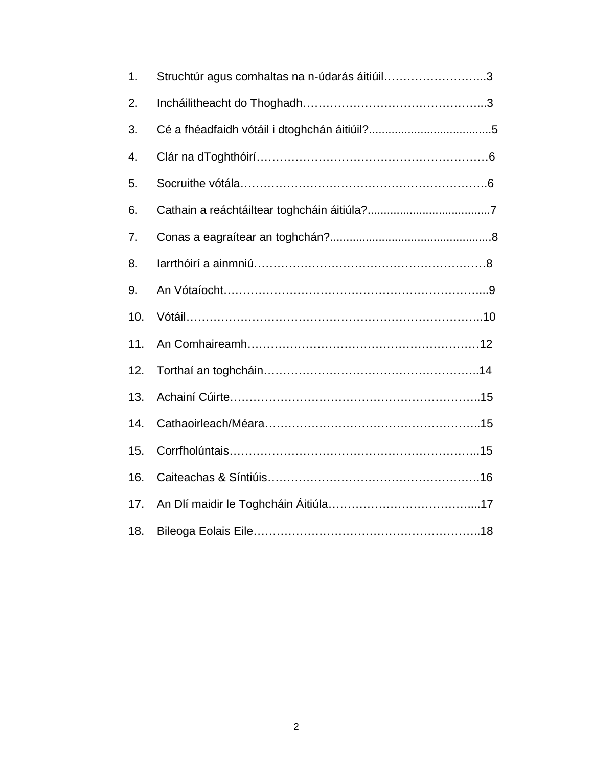1. Struchtúr agus comhaltas na n-údarás áitiúil……………………...3
2. Incháilitheacht do Thoghadh………………………………………...3
3. Cé a fhéadfaidh vótáil i dtoghchán áitiúil?......................................5
4. Clár na dToghthóirí…………………………………………………6
5. Socruithe vótála……………………………………………………….6
6. Cathain a reáchtáiltear toghcháin áitiúla?......................................7
7. Conas a eagraítear an toghchán?..................................................8
8. Iarrthóirí a ainmniú……………………………………………………8
9. An Vótaíocht…………………………………………………………...9
10. Vótáil…………………………………………………………………..10
11. An Comhaireamh……………………………………………………12
12. Torthaí an toghcháin………………………………………………..14
13. Achainí Cúirte………………………………………………………..15
14. Cathaoirleach/Méara………………………………………………..15
15. Corrfholúntais………………………………………………………..15
16. Caiteachas & Síntiúis……………………………………………….16
17. An Dlí maidir le Toghcháin Áitiúla………………………………....17
18. Bileoga Eolais Eile…………………………………………………..18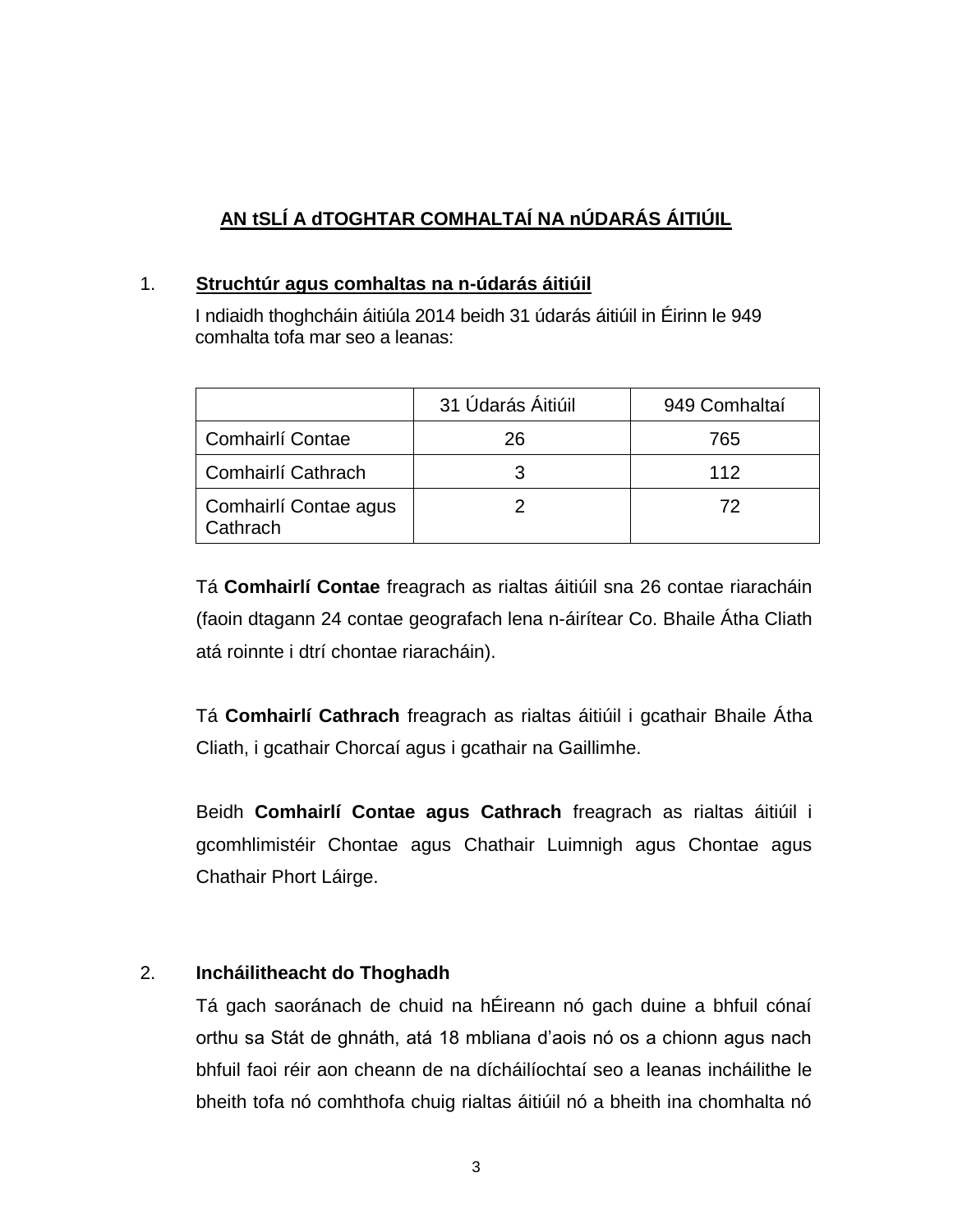## AN tSLÍ A dTOGHTAR COMHALTAÍ NA nÚDARÁS ÁITIÚIL

### 1. Struchtúr agus comhaltas na n-údarás áitiúil

I ndiaidh thoghcháin áitiúla 2014 beidh 31 údarás áitiúil in Éirinn le 949 comhalta tofa mar seo a leanas:

| | 31 Údarás Áitiúil | 949 Comhaltaí |
|---|---|---|
| Comhairlí Contae | 26 | 765 |
| Comhairlí Cathrach | 3 | 112 |
| Comhairlí Contae agus Cathrach | 2 | 72 |

Tá **Comhairlí Contae** freagrach as rialtas áitiúil sna 26 contae riaracháin (faoin dtagann 24 contae geografach lena n-áirítear Co. Bhaile Átha Cliath atá roinnte i dtrí chontae riaracháin).

Tá **Comhairlí Cathrach** freagrach as rialtas áitiúil i gcathair Bhaile Átha Cliath, i gcathair Chorcaí agus i gcathair na Gaillimhe.

Beidh **Comhairlí Contae agus Cathrach** freagrach as rialtas áitiúil i gcomhlimistéir Chontae agus Chathair Luimnigh agus Chontae agus Chathair Phort Láirge.

### 2. Incháilitheacht do Thoghadh

Tá gach saoránach de chuid na hÉireann nó gach duine a bhfuil cónaí orthu sa Stát de ghnáth, atá 18 mbliana d'aois nó os a chionn agus nach bhfuil faoi réir aon cheann de na dícháilíochtaí seo a leanas incháilithe le bheith tofa nó comhthofa chuig rialtas áitiúil nó a bheith ina chomhalta nó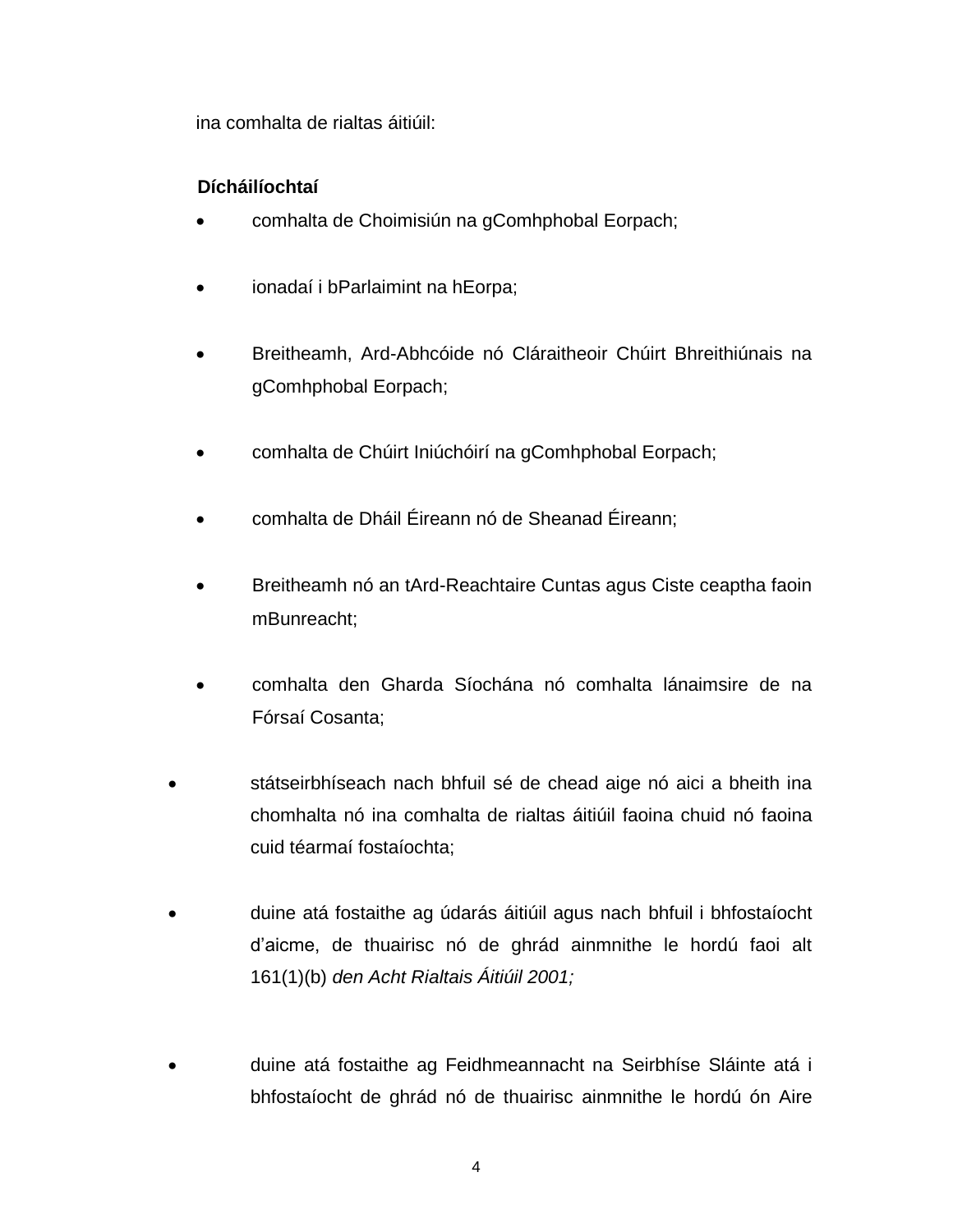ina comhalta de rialtas áitiúil:

**Dícháilíochtaí**

- comhalta de Choimisiún na gComhphobal Eorpach;
- ionadaí i bParlaimint na hEorpa;
- Breitheamh, Ard-Abhcóide nó Cláraitheoir Chúirt Bhreithiúnais na gComhphobal Eorpach;
- comhalta de Chúirt Iniúchóirí na gComhphobal Eorpach;
- comhalta de Dháil Éireann nó de Sheanad Éireann;
- Breitheamh nó an tArd-Reachtaire Cuntas agus Ciste ceaptha faoin mBunreacht;
- comhalta den Gharda Síochána nó comhalta lánaimsire de na Fórsaí Cosanta;
- státseirbhíseach nach bhfuil sé de chead aige nó aici a bheith ina chomhalta nó ina comhalta de rialtas áitiúil faoina chuid nó faoina cuid téarmaí fostaíochta;
- duine atá fostaithe ag údarás áitiúil agus nach bhfuil i bhfostaíocht d'aicme, de thuairisc nó de ghrád ainmnithe le hordú faoi alt 161(1)(b) *den Acht Rialtais Áitiúil 2001;*
- duine atá fostaithe ag Feidhmeannacht na Seirbhíse Sláinte atá i bhfostaíocht de ghrád nó de thuairisc ainmnithe le hordú ón Aire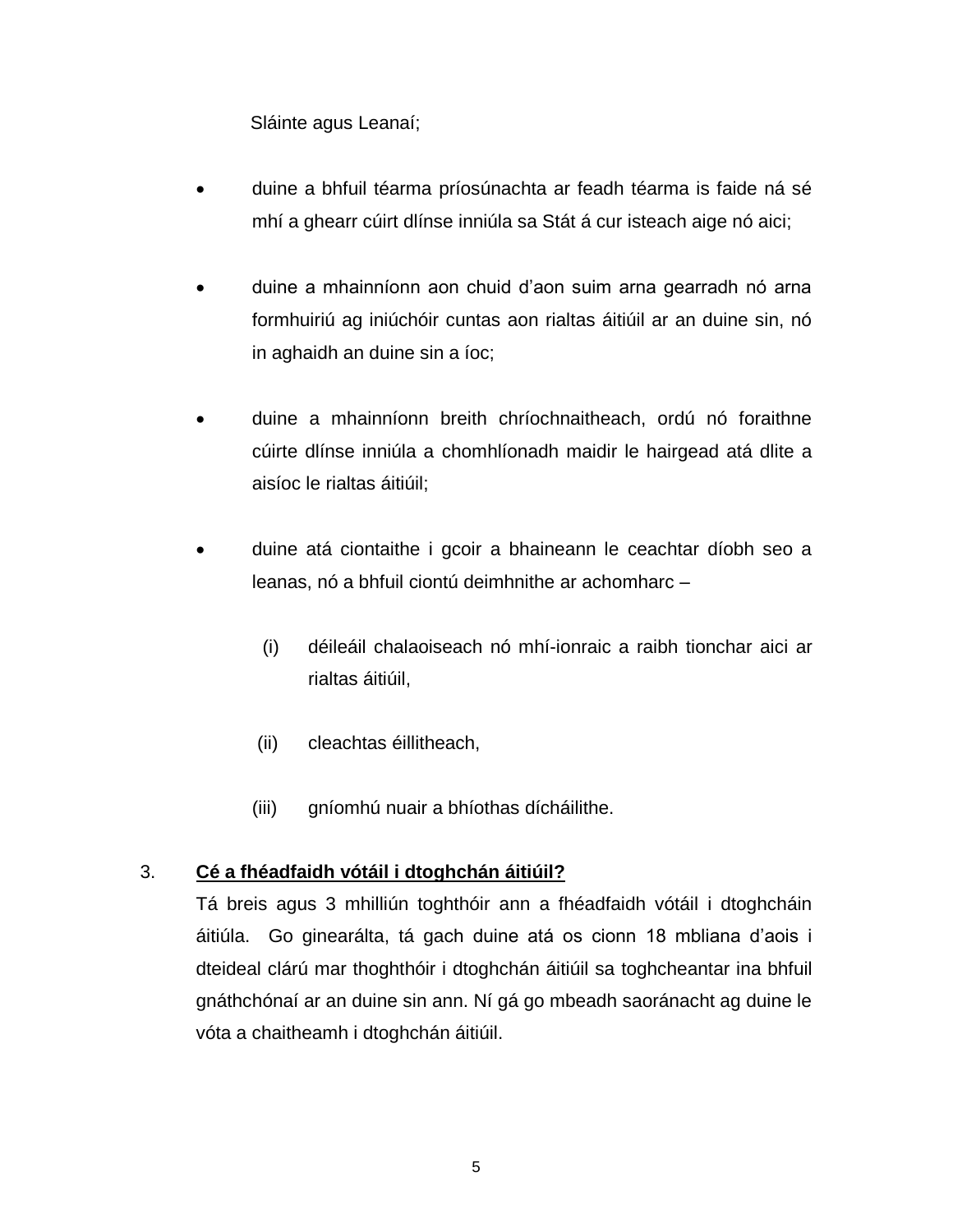Sláinte agus Leanaí;

- duine a bhfuil téarma príosúnachta ar feadh téarma is faide ná sé mhí a ghearr cúirt dlínse inniúla sa Stát á cur isteach aige nó aici;

- duine a mhainníonn aon chuid d’aon suim arna gearradh nó arna formhuiriú ag iniúchóir cuntas aon rialtas áitiúil ar an duine sin, nó in aghaidh an duine sin a íoc;

- duine a mhainníonn breith chríochnaitheach, ordú nó foraithne cúirte dlínse inniúla a chomhlíonadh maidir le hairgead atá dlite a aisíoc le rialtas áitiúil;

- duine atá ciontaithe i gcoir a bhaineann le ceachtar díobh seo a leanas, nó a bhfuil ciontú deimhnithe ar achomharc –

  (i) déileáil chalaoiseach nó mhí-ionraic a raibh tionchar aici ar rialtas áitiúil,

  (ii) cleachtas éillitheach,

  (iii) gníomhú nuair a bhíothas dícháilithe.

3. **<u>Cé a fhéadfaidh vótáil i dtoghchán áitiúil?</u>**

Tá breis agus 3 mhilliún toghthóir ann a fhéadfaidh vótáil i dtoghcháin áitiúla. Go ginearálta, tá gach duine atá os cionn 18 mbliana d’aois i dteideal clárú mar thoghthóir i dtoghchán áitiúil sa toghcheantar ina bhfuil gnáthchónaí ar an duine sin ann. Ní gá go mbeadh saoránacht ag duine le vóta a chaitheamh i dtoghchán áitiúil.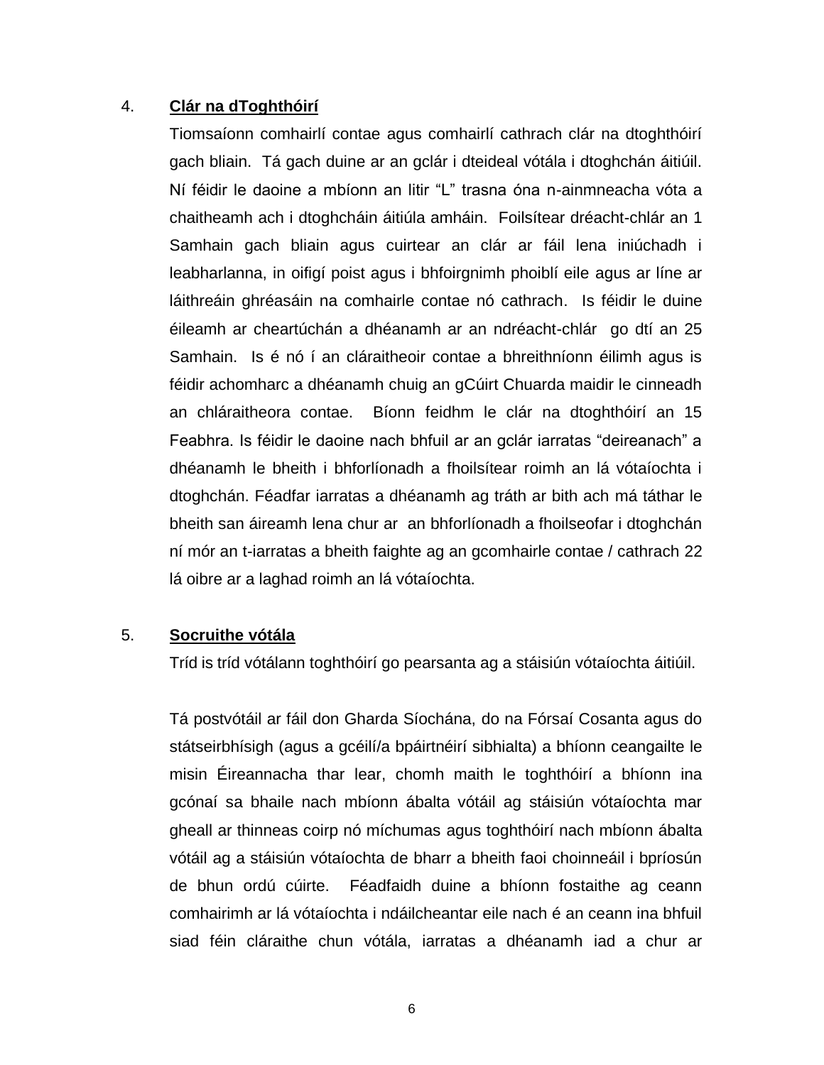4. **Clár na dToghthóirí**

Tiomsaíonn comhairlí contae agus comhairlí cathrach clár na dtoghthóirí gach bliain. Tá gach duine ar an gclár i dteideal vótála i dtoghchán áitiúil. Ní féidir le daoine a mbíonn an litir “L” trasna óna n-ainmneacha vóta a chaitheamh ach i dtoghcháin áitiúla amháin. Foilsítear dréacht-chlár an 1 Samhain gach bliain agus cuirtear an clár ar fáil lena iniúchadh i leabharlanna, in oifigí poist agus i bhfoirgnimh phoiblí eile agus ar líne ar láithreáin ghréasáin na comhairle contae nó cathrach. Is féidir le duine éileamh ar cheartúchán a dhéanamh ar an ndréacht-chlár go dtí an 25 Samhain. Is é nó í an cláraitheoir contae a bhreithníonn éilimh agus is féidir achomharc a dhéanamh chuig an gCúirt Chuarda maidir le cinneadh an chláraitheora contae. Bíonn feidhm le clár na dtoghthóirí an 15 Feabhra. Is féidir le daoine nach bhfuil ar an gclár iarratas “deireanach” a dhéanamh le bheith i bhforlíonadh a fhoilsítear roimh an lá vótaíochta i dtoghchán. Féadfar iarratas a dhéanamh ag tráth ar bith ach má táthar le bheith san áireamh lena chur ar an bhforlíonadh a fhoilseofar i dtoghchán ní mór an t-iarratas a bheith faighte ag an gcomhairle contae / cathrach 22 lá oibre ar a laghad roimh an lá vótaíochta.

5. **Socruithe vótála**

Tríd is tríd vótálann toghthóirí go pearsanta ag a stáisiún vótaíochta áitiúil.

Tá postvótáil ar fáil don Gharda Síochána, do na Fórsaí Cosanta agus do státseirbhísigh (agus a gcéilí/a bpáirtnéirí sibhialta) a bhíonn ceangailte le misin Éireannacha thar lear, chomh maith le toghthóirí a bhíonn ina gcónaí sa bhaile nach mbíonn ábalta vótáil ag stáisiún vótaíochta mar gheall ar thinneas coirp nó míchumas agus toghthóirí nach mbíonn ábalta vótáil ag a stáisiún vótaíochta de bharr a bheith faoi choinneáil i bpríosún de bhun ordú cúirte. Féadfaidh duine a bhíonn fostaithe ag ceann comhairimh ar lá vótaíochta i ndáilcheantar eile nach é an ceann ina bhfuil siad féin cláraithe chun vótála, iarratas a dhéanamh iad a chur ar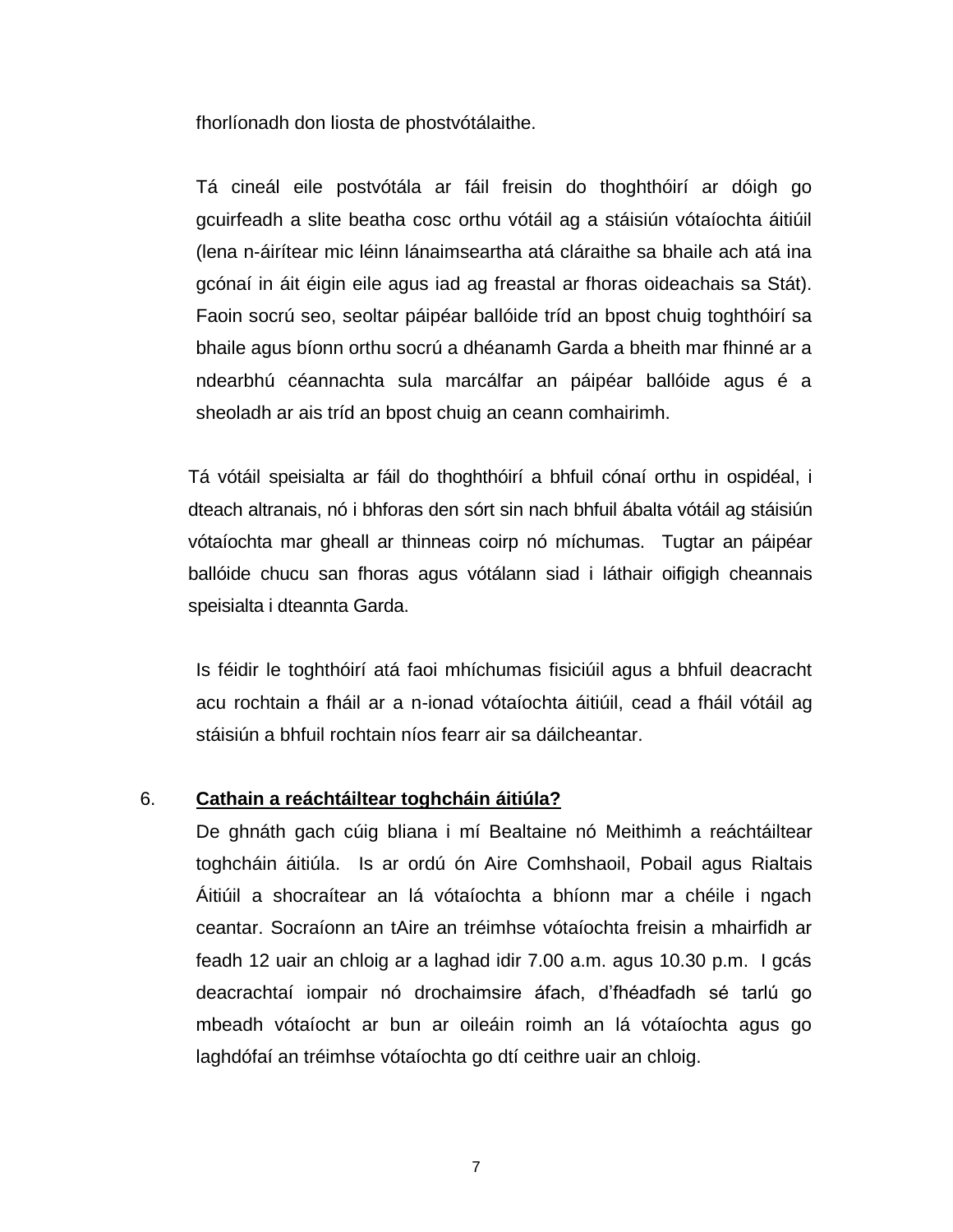fhorlíonadh don liosta de phostvótálaithe.

Tá cineál eile postvótála ar fáil freisin do thoghthóirí ar dóigh go gcuirfeadh a slite beatha cosc orthu vótáil ag a stáisiún vótaíochta áitiúil (lena n-áirítear mic léinn lánaimseartha atá cláraithe sa bhaile ach atá ina gcónaí in áit éigin eile agus iad ag freastal ar fhoras oideachais sa Stát). Faoin socrú seo, seoltar páipéar ballóide tríd an bpost chuig toghthóirí sa bhaile agus bíonn orthu socrú a dhéanamh Garda a bheith mar fhinné ar a ndearbhú céannachta sula marcálfar an páipéar ballóide agus é a sheoladh ar ais tríd an bpost chuig an ceann comhairimh.

Tá vótáil speisialta ar fáil do thoghthóirí a bhfuil cónaí orthu in ospidéal, i dteach altranais, nó i bhforas den sórt sin nach bhfuil ábalta vótáil ag stáisiún vótaíochta mar gheall ar thinneas coirp nó míchumas. Tugtar an páipéar ballóide chucu san fhoras agus vótálann siad i láthair oifigigh cheannais speisialta i dteannta Garda.

Is féidir le toghthóirí atá faoi mhíchumas fisiciúil agus a bhfuil deacracht acu rochtain a fháil ar a n-ionad vótaíochta áitiúil, cead a fháil vótáil ag stáisiún a bhfuil rochtain níos fearr air sa dáilcheantar.

## 6. Cathain a reáchtáiltear toghcháin áitiúla?

De ghnáth gach cúig bliana i mí Bealtaine nó Meithimh a reáchtáiltear toghcháin áitiúla. Is ar ordú ón Aire Comhshaoil, Pobail agus Rialtais Áitiúil a shocraítear an lá vótaíochta a bhíonn mar a chéile i ngach ceantar. Socraíonn an tAire an tréimhse vótaíochta freisin a mhairfidh ar feadh 12 uair an chloig ar a laghad idir 7.00 a.m. agus 10.30 p.m. I gcás deacrachtaí iompair nó drochaimsire áfach, d'fhéadfadh sé tarlú go mbeadh vótaíocht ar bun ar oileáin roimh an lá vótaíochta agus go laghdófaí an tréimhse vótaíochta go dtí ceithre uair an chloig.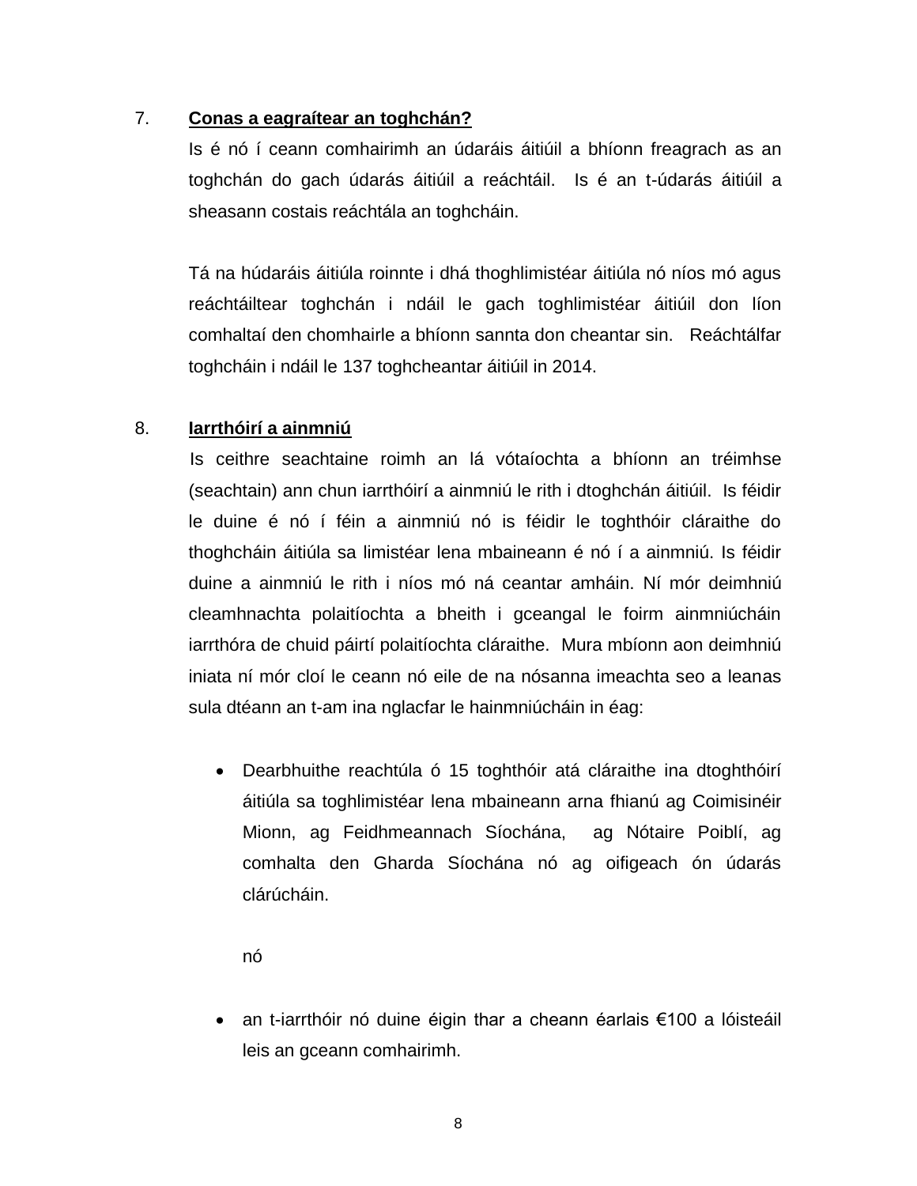7. **Conas a eagraítear an toghchán?**

Is é nó í ceann comhairimh an údaráis áitiúil a bhíonn freagrach as an toghchán do gach údarás áitiúil a reáchtáil. Is é an t-údarás áitiúil a sheasann costais reáchtála an toghcháin.

Tá na húdaráis áitiúla roinnte i dhá thoghlimistéar áitiúla nó níos mó agus reáchtáiltear toghchán i ndáil le gach toghlimistéar áitiúil don líon comhaltaí den chomhairle a bhíonn sannta don cheantar sin. Reáchtálfar toghcháin i ndáil le 137 toghcheantar áitiúil in 2014.

8. **Iarrthóirí a ainmniú**

Is ceithre seachtaine roimh an lá vótaíochta a bhíonn an tréimhse (seachtain) ann chun iarrthóirí a ainmniú le rith i dtoghchán áitiúil. Is féidir le duine é nó í féin a ainmniú nó is féidir le toghthóir cláraithe do thoghcháin áitiúla sa limistéar lena mbaineann é nó í a ainmniú. Is féidir duine a ainmniú le rith i níos mó ná ceantar amháin. Ní mór deimhniú cleamhnachta polaitíochta a bheith i gceangal le foirm ainmniúcháin iarrthóra de chuid páirtí polaitíochta cláraithe. Mura mbíonn aon deimhniú iniata ní mór cloí le ceann nó eile de na nósanna imeachta seo a leanas sula dtéann an t-am ina nglacfar le hainmniúcháin in éag:

- Dearbhuithe reachtúla ó 15 toghthóir atá cláraithe ina dtoghthóirí áitiúla sa toghlimistéar lena mbaineann arna fhianú ag Coimisinéir Mionn, ag Feidhmeannach Síochána, ag Nótaire Poiblí, ag comhalta den Gharda Síochána nó ag oifigeach ón údarás clárúcháin.

  nó

- an t-iarrthóir nó duine éigin thar a cheann éarlais €100 a lóisteáil leis an gceann comhairimh.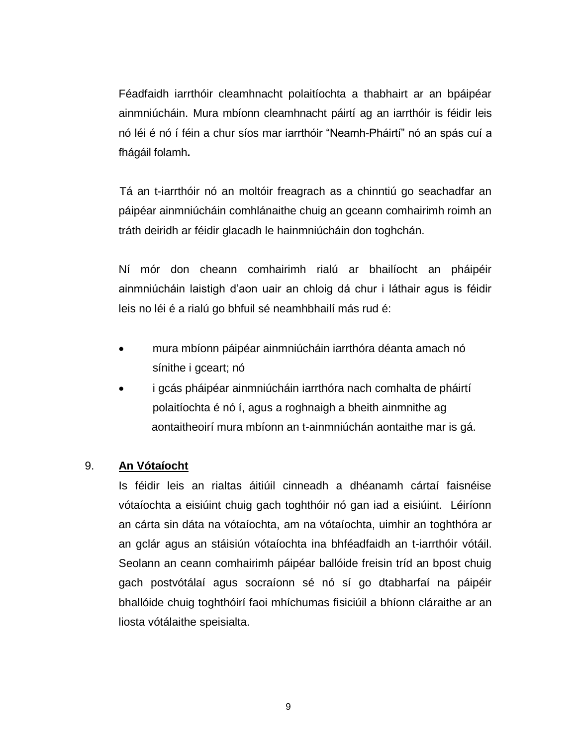Féadfaidh iarrthóir cleamhnacht polaitíochta a thabhairt ar an bpáipéar ainmniúcháin. Mura mbíonn cleamhnacht páirtí ag an iarrthóir is féidir leis nó léi é nó í féin a chur síos mar iarrthóir “Neamh-Pháirtí” nó an spás cuí a fhágáil folamh**.**

Tá an t-iarrthóir nó an moltóir freagrach as a chinntiú go seachadfar an páipéar ainmniúcháin comhlánaithe chuig an gceann comhairimh roimh an tráth deiridh ar féidir glacadh le hainmniúcháin don toghchán.

Ní mór don cheann comhairimh rialú ar bhailíocht an pháipéir ainmniúcháin laistigh d’aon uair an chloig dá chur i láthair agus is féidir leis no léi é a rialú go bhfuil sé neamhbhailí más rud é:

- mura mbíonn páipéar ainmniúcháin iarrthóra déanta amach nó sínithe i gceart; nó
- i gcás pháipéar ainmniúcháin iarrthóra nach comhalta de pháirtí polaitíochta é nó í, agus a roghnaigh a bheith ainmnithe ag aontaitheoirí mura mbíonn an t-ainmniúchán aontaithe mar is gá.

## 9. An Vótaíocht

Is féidir leis an rialtas áitiúil cinneadh a dhéanamh cártaí faisnéise vótaíochta a eisiúint chuig gach toghthóir nó gan iad a eisiúint. Léiríonn an cárta sin dáta na vótaíochta, am na vótaíochta, uimhir an toghthóra ar an gclár agus an stáisiún vótaíochta ina bhféadfaidh an t-iarrthóir vótáil. Seolann an ceann comhairimh páipéar ballóide freisin tríd an bpost chuig gach postvótálaí agus socraíonn sé nó sí go dtabharfaí na páipéir bhallóide chuig toghthóirí faoi mhíchumas fisiciúil a bhíonn cláraithe ar an liosta vótálaithe speisialta.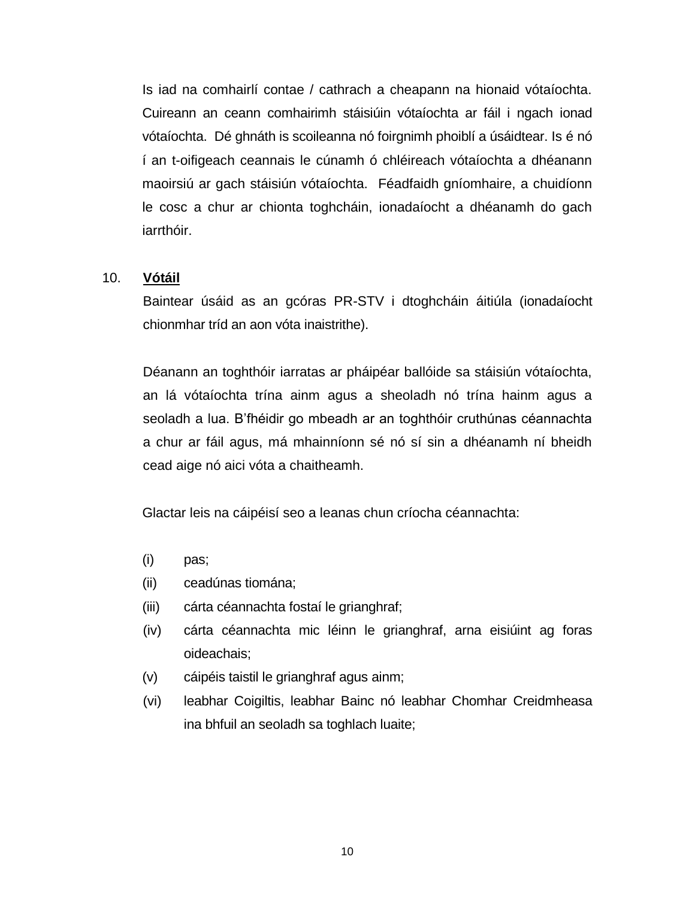Is iad na comhairlí contae / cathrach a cheapann na hionaid vótaíochta. Cuireann an ceann comhairimh stáisiúin vótaíochta ar fáil i ngach ionad vótaíochta. Dé ghnáth is scoileanna nó foirgnimh phoiblí a úsáidtear. Is é nó í an t-oifigeach ceannais le cúnamh ó chléireach vótaíochta a dhéanann maoirsiú ar gach stáisiún vótaíochta. Féadfaidh gníomhaire, a chuidíonn le cosc a chur ar chionta toghcháin, ionadaíocht a dhéanamh do gach iarrthóir.

10. **Vótáil**

Baintear úsáid as an gcóras PR-STV i dtoghcháin áitiúla (ionadaíocht chionmhar tríd an aon vóta inaistrithe).

Déanann an toghthóir iarratas ar pháipéar ballóide sa stáisiún vótaíochta, an lá vótaíochta trína ainm agus a sheoladh nó trína hainm agus a seoladh a lua. B'fhéidir go mbeadh ar an toghthóir cruthúnas céannachta a chur ar fáil agus, má mhainníonn sé nó sí sin a dhéanamh ní bheidh cead aige nó aici vóta a chaitheamh.

Glactar leis na cáipéisí seo a leanas chun críocha céannachta:

(i) pas;
(ii) ceadúnas tiomána;
(iii) cárta céannachta fostaí le grianghraf;
(iv) cárta céannachta mic léinn le grianghraf, arna eisiúint ag foras oideachais;
(v) cáipéis taistil le grianghraf agus ainm;
(vi) leabhar Coigiltis, leabhar Bainc nó leabhar Chomhar Creidmheasa ina bhfuil an seoladh sa toghlach luaite;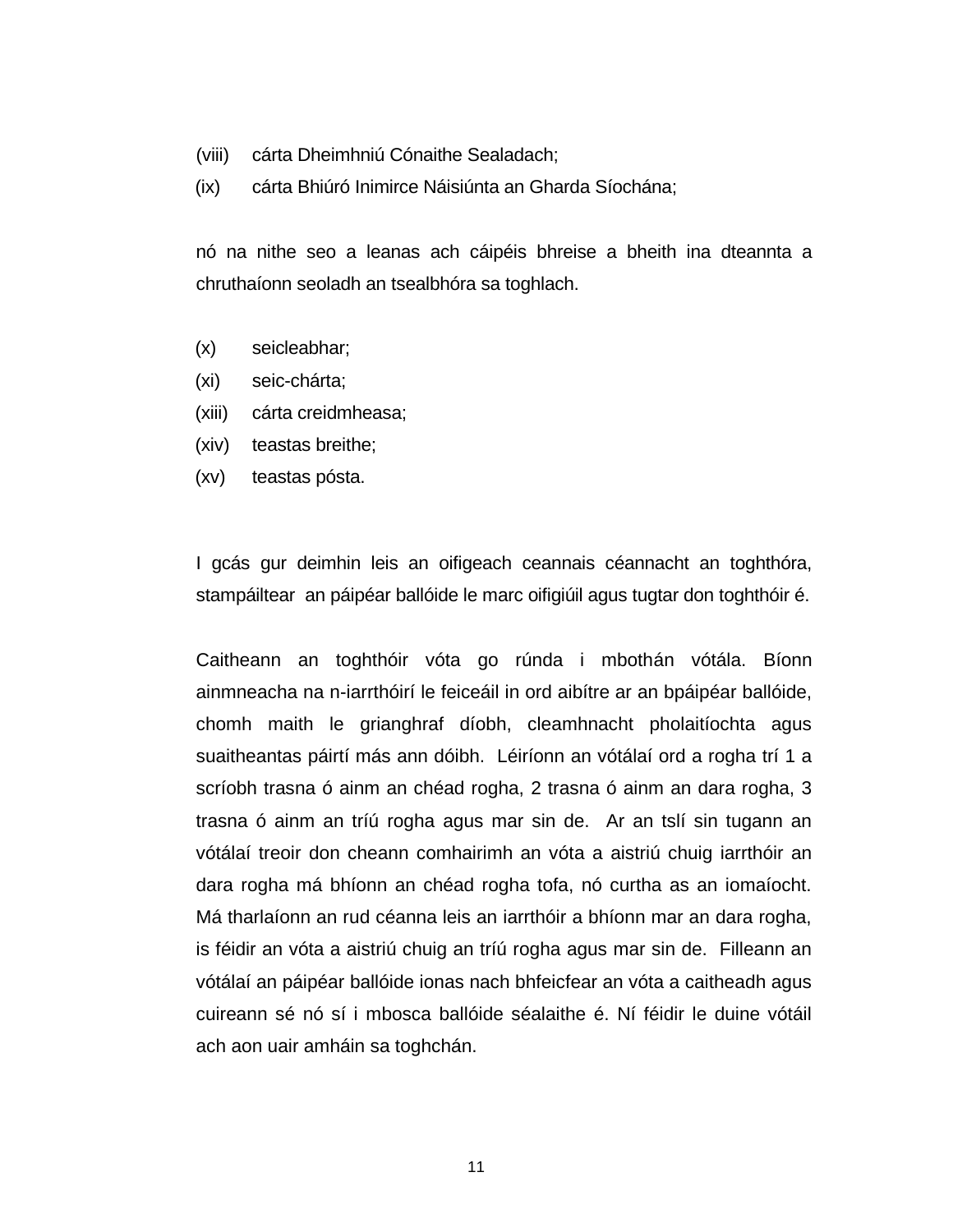(viii) cárta Dheimhniú Cónaithe Sealadach;

(ix) cárta Bhiúró Inimirce Náisiúnta an Gharda Síochána;

nó na nithe seo a leanas ach cáipéis bhreise a bheith ina dteannta a chruthaíonn seoladh an tsealbhóra sa toghlach.

(x) seicleabhar;

(xi) seic-chárta;

(xiii) cárta creidmheasa;

(xiv) teastas breithe;

(xv) teastas pósta.

I gcás gur deimhin leis an oifigeach ceannais céannacht an toghthóra, stampáiltear an páipéar ballóide le marc oifigiúil agus tugtar don toghthóir é.

Caitheann an toghthóir vóta go rúnda i mbothán vótála. Bíonn ainmneacha na n-iarrthóirí le feiceáil in ord aibítre ar an bpáipéar ballóide, chomh maith le grianghraf díobh, cleamhnacht pholaitíochta agus suaitheantas páirtí más ann dóibh. Léiríonn an vótálaí ord a rogha trí 1 a scríobh trasna ó ainm an chéad rogha, 2 trasna ó ainm an dara rogha, 3 trasna ó ainm an tríú rogha agus mar sin de. Ar an tslí sin tugann an vótálaí treoir don cheann comhairimh an vóta a aistriú chuig iarrthóir an dara rogha má bhíonn an chéad rogha tofa, nó curtha as an iomaíocht. Má tharlaíonn an rud céanna leis an iarrthóir a bhíonn mar an dara rogha, is féidir an vóta a aistriú chuig an tríú rogha agus mar sin de. Filleann an vótálaí an páipéar ballóide ionas nach bhfeicfear an vóta a caitheadh agus cuireann sé nó sí i mbosca ballóide séalaithe é. Ní féidir le duine vótáil ach aon uair amháin sa toghchán.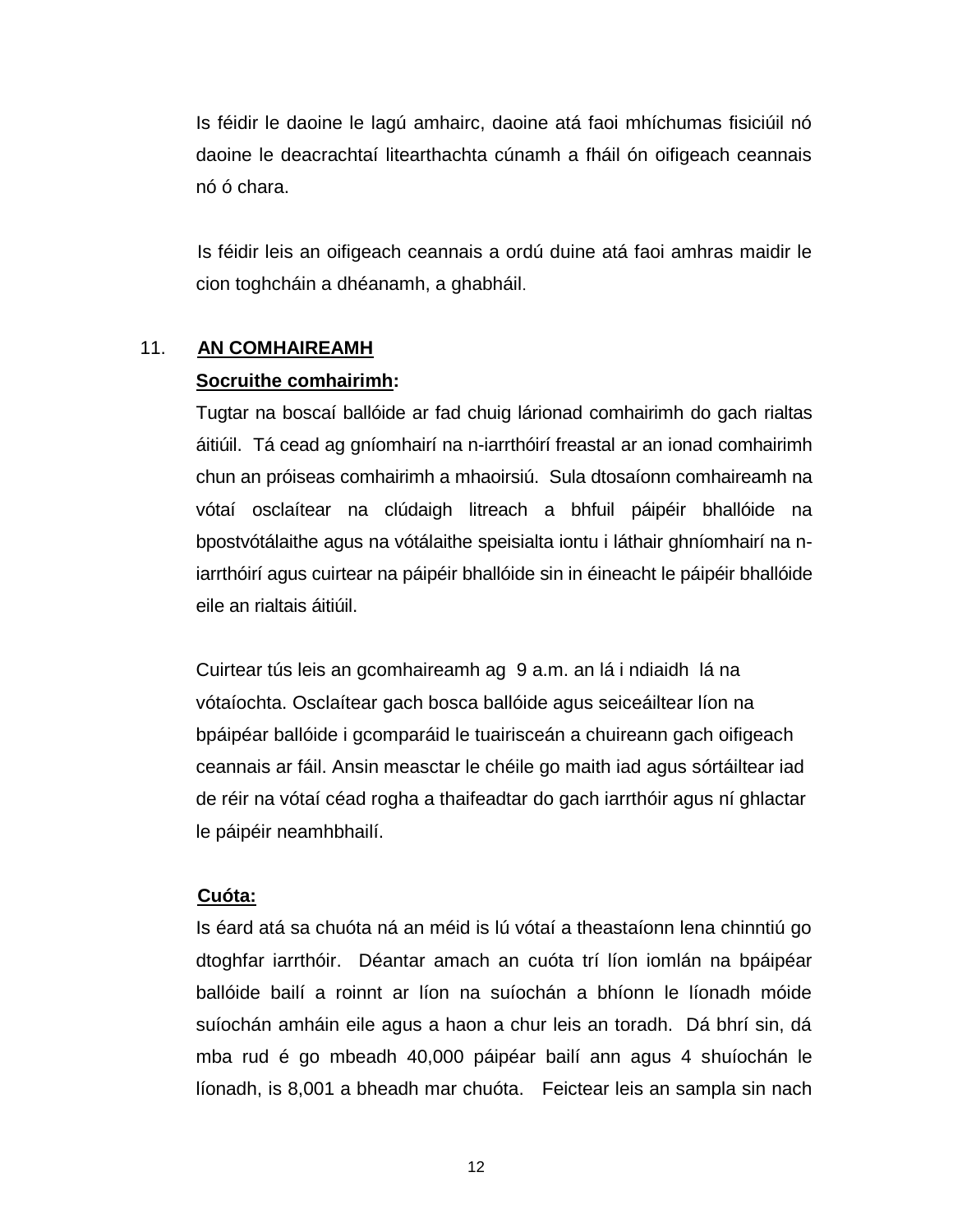Is féidir le daoine le lagú amhairc, daoine atá faoi mhíchumas fisiciúil nó daoine le deacrachtaí litearthachta cúnamh a fháil ón oifigeach ceannais nó ó chara.

Is féidir leis an oifigeach ceannais a ordú duine atá faoi amhras maidir le cion toghcháin a dhéanamh, a ghabháil.

## 11. AN COMHAIREAMH

**Socruithe comhairimh:**

Tugtar na boscaí ballóide ar fad chuig lárionad comhairimh do gach rialtas áitiúil. Tá cead ag gníomhairí na n-iarrthóirí freastal ar an ionad comhairimh chun an próiseas comhairimh a mhaoirsiú. Sula dtosaíonn comhaireamh na vótaí osclaítear na clúdaigh litreach a bhfuil páipéir bhallóide na bpostvótálaithe agus na vótálaithe speisialta iontu i láthair ghníomhairí na n-iarrthóirí agus cuirtear na páipéir bhallóide sin in éineacht le páipéir bhallóide eile an rialtais áitiúil.

Cuirtear tús leis an gcomhaireamh ag 9 a.m. an lá i ndiaidh lá na vótaíochta. Osclaítear gach bosca ballóide agus seiceáiltear líon na bpáipéar ballóide i gcomparáid le tuairisceán a chuireann gach oifigeach ceannais ar fáil. Ansin measctar le chéile go maith iad agus sórtáiltear iad de réir na vótaí céad rogha a thaifeadtar do gach iarrthóir agus ní ghlactar le páipéir neamhbhailí.

**Cuóta:**

Is éard atá sa chuóta ná an méid is lú vótaí a theastaíonn lena chinntiú go dtoghfar iarrthóir. Déantar amach an cuóta trí líon iomlán na bpáipéar ballóide bailí a roinnt ar líon na suíochán a bhíonn le líonadh móide suíochán amháin eile agus a haon a chur leis an toradh. Dá bhrí sin, dá mba rud é go mbeadh 40,000 páipéar bailí ann agus 4 shuíochán le líonadh, is 8,001 a bheadh mar chuóta. Feictear leis an sampla sin nach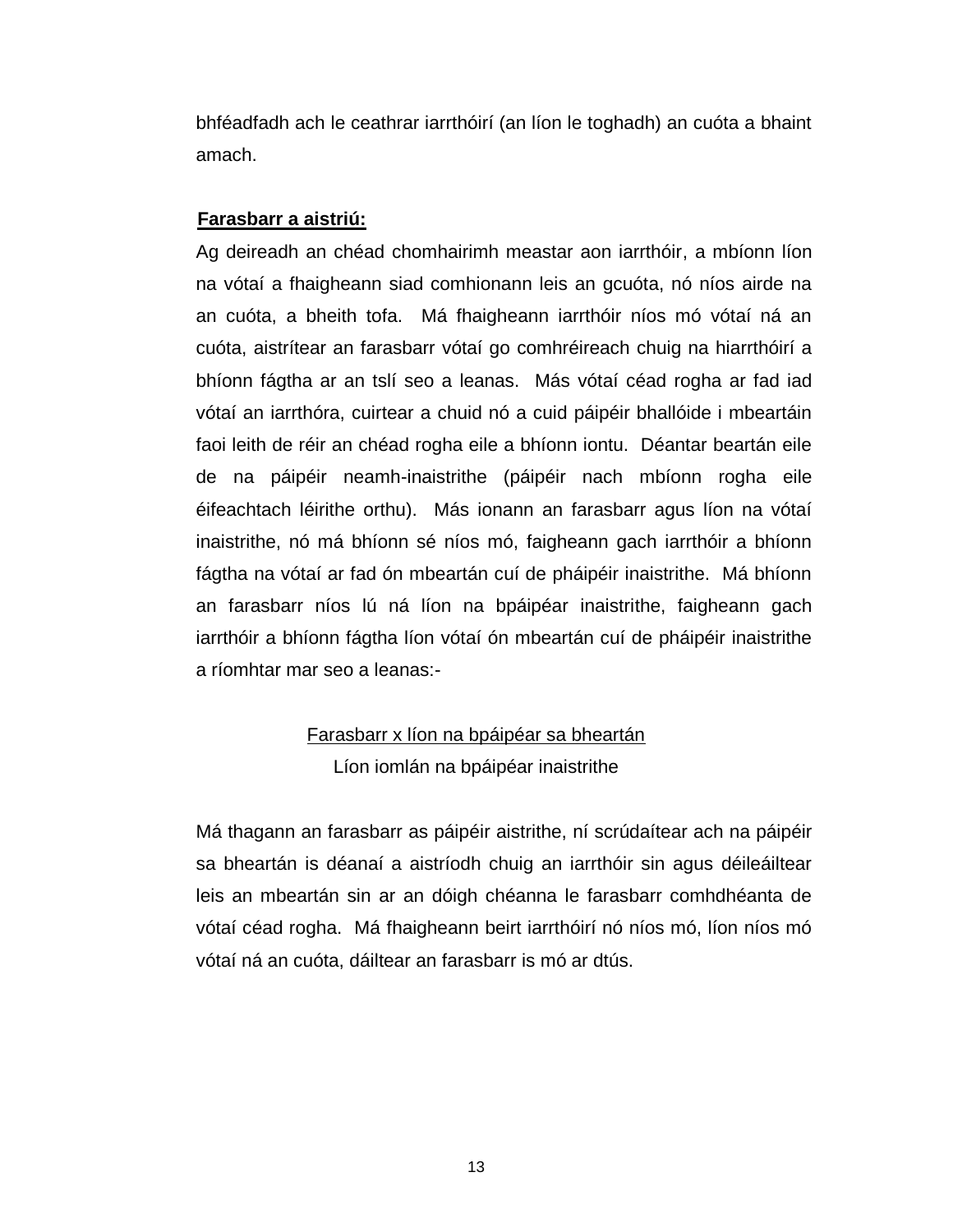bhféadfadh ach le ceathrar iarrthóirí (an líon le toghadh) an cuóta a bhaint amach.

**Farasbarr a aistriú:**

Ag deireadh an chéad chomhairimh meastar aon iarrthóir, a mbíonn líon na vótaí a fhaigheann siad comhionann leis an gcuóta, nó níos airde na an cuóta, a bheith tofa. Má fhaigheann iarrthóir níos mó vótaí ná an cuóta, aistrítear an farasbarr vótaí go comhréireach chuig na hiarrthóirí a bhíonn fágtha ar an tslí seo a leanas. Más vótaí céad rogha ar fad iad vótaí an iarrthóra, cuirtear a chuid nó a cuid páipéir bhallóide i mbeartáin faoi leith de réir an chéad rogha eile a bhíonn iontu. Déantar beartán eile de na páipéir neamh-inaistrithe (páipéir nach mbíonn rogha eile éifeachtach léirithe orthu). Más ionann an farasbarr agus líon na vótaí inaistrithe, nó má bhíonn sé níos mó, faigheann gach iarrthóir a bhíonn fágtha na vótaí ar fad ón mbeartán cuí de pháipéir inaistrithe. Má bhíonn an farasbarr níos lú ná líon na bpáipéar inaistrithe, faigheann gach iarrthóir a bhíonn fágtha líon vótaí ón mbeartán cuí de pháipéir inaistrithe a ríomhtar mar seo a leanas:-

$$\frac{\text{Farasbarr x líon na bpáipéar sa bheartán}}{\text{Líon iomlán na bpáipéar inaistrithe}}$$

Má thagann an farasbarr as páipéir aistrithe, ní scrúdaítear ach na páipéir sa bheartán is déanaí a aistríodh chuig an iarrthóir sin agus déileáiltear leis an mbeartán sin ar an dóigh chéanna le farasbarr comhdhéanta de vótaí céad rogha. Má fhaigheann beirt iarrthóirí nó níos mó, líon níos mó vótaí ná an cuóta, dáiltear an farasbarr is mó ar dtús.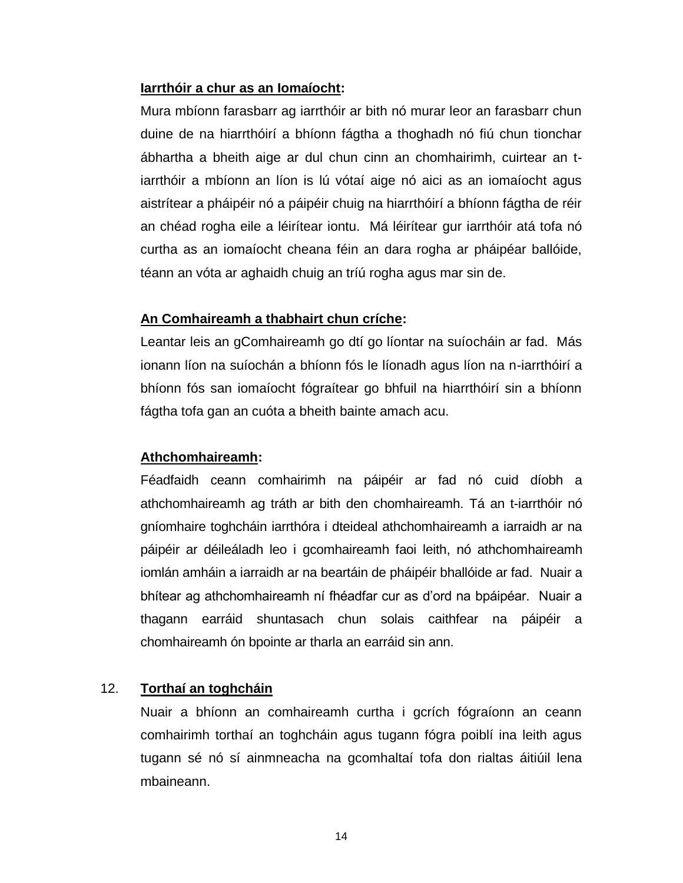**Iarrthóir a chur as an Iomaíocht:**

Mura mbíonn farasbarr ag iarrthóir ar bith nó murar leor an farasbarr chun duine de na hiarrthóirí a bhíonn fágtha a thoghadh nó fiú chun tionchar ábhartha a bheith aige ar dul chun cinn an chomhairimh, cuirtear an t-iarrthóir a mbíonn an líon is lú vótaí aige nó aici as an iomaíocht agus aistrítear a pháipéir nó a páipéir chuig na hiarrthóirí a bhíonn fágtha de réir an chéad rogha eile a léirítear iontu. Má léirítear gur iarrthóir atá tofa nó curtha as an iomaíocht cheana féin an dara rogha ar pháipéar ballóide, téann an vóta ar aghaidh chuig an tríú rogha agus mar sin de.

**An Comhaireamh a thabhairt chun críche:**

Leantar leis an gComhaireamh go dtí go líontar na suíocháin ar fad. Más ionann líon na suíochán a bhíonn fós le líonadh agus líon na n-iarrthóirí a bhíonn fós san iomaíocht fógraítear go bhfuil na hiarrthóirí sin a bhíonn fágtha tofa gan an cuóta a bheith bainte amach acu.

**Athchomhaireamh:**

Féadfaidh ceann comhairimh na páipéir ar fad nó cuid díobh a athchomhaireamh ag tráth ar bith den chomhaireamh. Tá an t-iarrthóir nó gníomhaire toghcháin iarrthóra i dteideal athchomhaireamh a iarraidh ar na páipéir ar déileáladh leo i gcomhaireamh faoi leith, nó athchomhaireamh iomlán amháin a iarraidh ar na beartáin de pháipéir bhallóide ar fad. Nuair a bhítear ag athchomhaireamh ní fhéadfar cur as d'ord na bpáipéar. Nuair a thagann earráid shuntasach chun solais caithfear na páipéir a chomhaireamh ón bpointe ar tharla an earráid sin ann.

## 12. Torthaí an toghcháin

Nuair a bhíonn an comhaireamh curtha i gcrích fógraíonn an ceann comhairimh torthaí an toghcháin agus tugann fógra poiblí ina leith agus tugann sé nó sí ainmneacha na gcomhaltaí tofa don rialtas áitiúil lena mbaineann.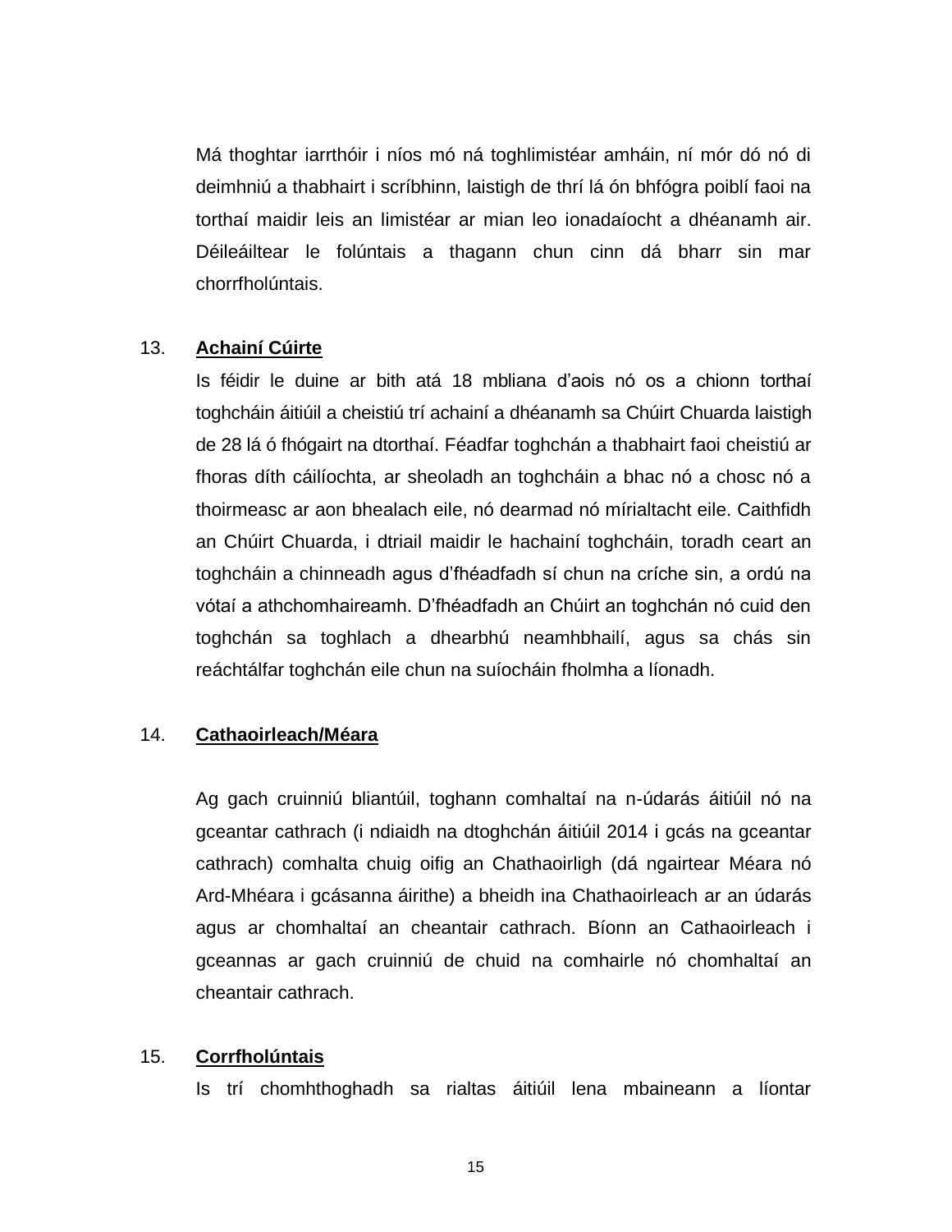Má thoghtar iarrthóir i níos mó ná toghlimistéar amháin, ní mór dó nó di deimhniú a thabhairt i scríbhinn, laistigh de thrí lá ón bhfógra poiblí faoi na torthaí maidir leis an limistéar ar mian leo ionadaíocht a dhéanamh air. Déileáiltear le folúntais a thagann chun cinn dá bharr sin mar chorrfholúntais.

13. **Achainí Cúirte**

Is féidir le duine ar bith atá 18 mbliana d'aois nó os a chionn torthaí toghcháin áitiúil a cheistiú trí achainí a dhéanamh sa Chúirt Chuarda laistigh de 28 lá ó fhógairt na dtorthaí. Féadfar toghchán a thabhairt faoi cheistiú ar fhoras díth cáilíochta, ar sheoladh an toghcháin a bhac nó a chosc nó a thoirmeasc ar aon bhealach eile, nó dearmad nó mírialtacht eile. Caithfidh an Chúirt Chuarda, i dtriail maidir le hachainí toghcháin, toradh ceart an toghcháin a chinneadh agus d'fhéadfadh sí chun na críche sin, a ordú na vótaí a athchomhaireamh. D'fhéadfadh an Chúirt an toghchán nó cuid den toghchán sa toghlach a dhearbhú neamhbhailí, agus sa chás sin reáchtálfar toghchán eile chun na suíocháin fholmha a líonadh.

14. **Cathaoirleach/Méara**

Ag gach cruinniú bliantúil, toghann comhaltaí na n-údarás áitiúil nó na gceantar cathrach (i ndiaidh na dtoghchán áitiúil 2014 i gcás na gceantar cathrach) comhalta chuig oifig an Chathaoirligh (dá ngairtear Méara nó Ard-Mhéara i gcásanna áirithe) a bheidh ina Chathaoirleach ar an údarás agus ar chomhaltaí an cheantair cathrach. Bíonn an Cathaoirleach i gceannas ar gach cruinniú de chuid na comhairle nó chomhaltaí an cheantair cathrach.

15. **Corrfholúntais**

Is trí chomhthoghadh sa rialtas áitiúil lena mbaineann a líontar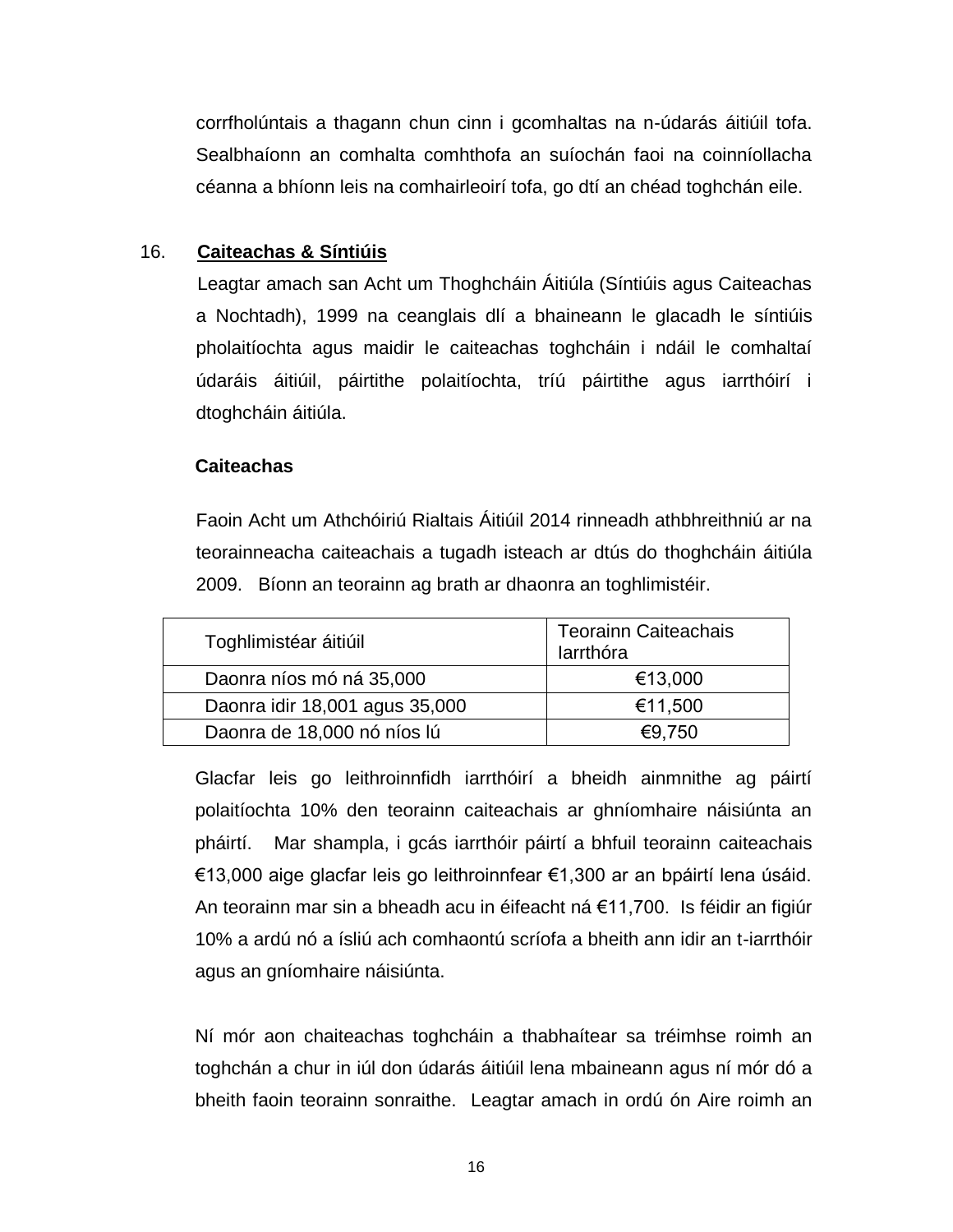corrfholúntais a thagann chun cinn i gcomhaltas na n-údarás áitiúil tofa. Sealbhaíonn an comhalta comhthofa an suíochán faoi na coinníollacha céanna a bhíonn leis na comhairleoirí tofa, go dtí an chéad toghchán eile.

## 16. Caiteachas & Síntiúis

Leagtar amach san Acht um Thoghcháin Áitiúla (Síntiúis agus Caiteachas a Nochtadh), 1999 na ceanglais dlí a bhaineann le glacadh le síntiúis pholaitíochta agus maidir le caiteachas toghcháin i ndáil le comhaltaí údaráis áitiúil, páirtithe polaitíochta, tríú páirtithe agus iarrthóirí i dtoghcháin áitiúla.

**Caiteachas**

Faoin Acht um Athchóiriú Rialtais Áitiúil 2014 rinneadh athbhreithniú ar na teorainneacha caiteachais a tugadh isteach ar dtús do thoghcháin áitiúla 2009. Bíonn an teorainn ag brath ar dhaonra an toghlimistéir.

| Toghlimistéar áitiúil | Teorainn Caiteachais Iarrthóra |
|---|---|
| Daonra níos mó ná 35,000 | €13,000 |
| Daonra idir 18,001 agus 35,000 | €11,500 |
| Daonra de 18,000 nó níos lú | €9,750 |

Glacfar leis go leithroinnfidh iarrthóirí a bheidh ainmnithe ag páirtí polaitíochta 10% den teorainn caiteachais ar ghníomhaire náisiúnta an pháirtí. Mar shampla, i gcás iarrthóir páirtí a bhfuil teorainn caiteachais €13,000 aige glacfar leis go leithroinnfear €1,300 ar an bpáirtí lena úsáid. An teorainn mar sin a bheadh acu in éifeacht ná €11,700. Is féidir an figiúr 10% a ardú nó a ísliú ach comhaontú scríofa a bheith ann idir an t-iarrthóir agus an gníomhaire náisiúnta.

Ní mór aon chaiteachas toghcháin a thabhaítear sa tréimhse roimh an toghchán a chur in iúl don údarás áitiúil lena mbaineann agus ní mór dó a bheith faoin teorainn sonraithe. Leagtar amach in ordú ón Aire roimh an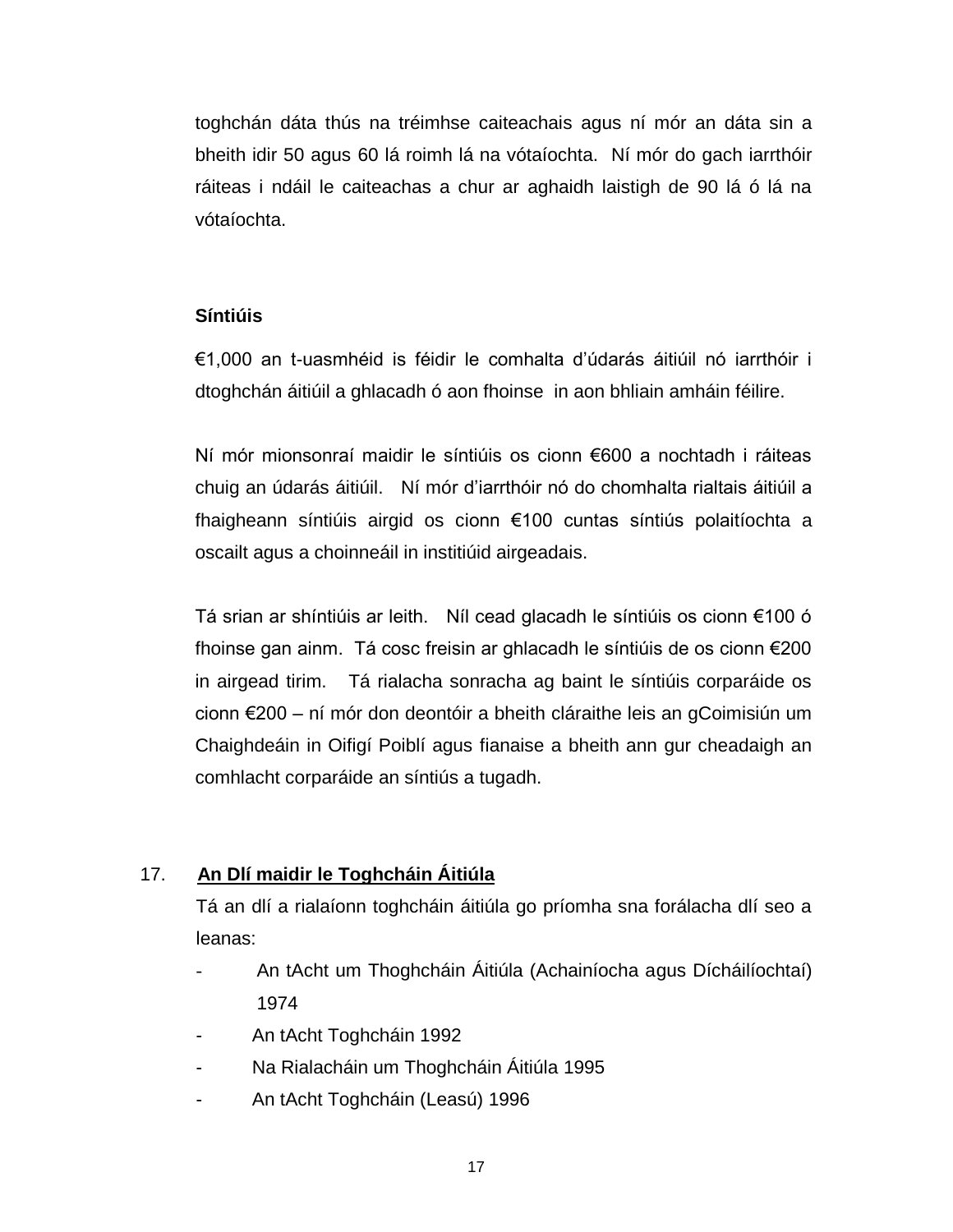toghchán dáta thús na tréimhse caiteachais agus ní mór an dáta sin a bheith idir 50 agus 60 lá roimh lá na vótaíochta. Ní mór do gach iarrthóir ráiteas i ndáil le caiteachas a chur ar aghaidh laistigh de 90 lá ó lá na vótaíochta.

**Síntiúis**

€1,000 an t-uasmhéid is féidir le comhalta d'údarás áitiúil nó iarrthóir i dtoghchán áitiúil a ghlacadh ó aon fhoinse in aon bhliain amháin féilire.

Ní mór mionsonraí maidir le síntiúis os cionn €600 a nochtadh i ráiteas chuig an údarás áitiúil. Ní mór d'iarrthóir nó do chomhalta rialtais áitiúil a fhaigheann síntiúis airgid os cionn €100 cuntas síntiús polaitíochta a oscailt agus a choinneáil in institiúid airgeadais.

Tá srian ar shíntiúis ar leith. Níl cead glacadh le síntiúis os cionn €100 ó fhoinse gan ainm. Tá cosc freisin ar ghlacadh le síntiúis de os cionn €200 in airgead tirim. Tá rialacha sonracha ag baint le síntiúis corparáide os cionn €200 – ní mór don deontóir a bheith cláraithe leis an gCoimisiún um Chaighdeáin in Oifigí Poiblí agus fianaise a bheith ann gur cheadaigh an comhlacht corparáide an síntiús a tugadh.

## 17. An Dlí maidir le Toghcháin Áitiúla

Tá an dlí a rialaíonn toghcháin áitiúla go príomha sna forálacha dlí seo a leanas:

- An tAcht um Thoghcháin Áitiúla (Achainíocha agus Dícháilíochtaí) 1974
- An tAcht Toghcháin 1992
- Na Rialacháin um Thoghcháin Áitiúla 1995
- An tAcht Toghcháin (Leasú) 1996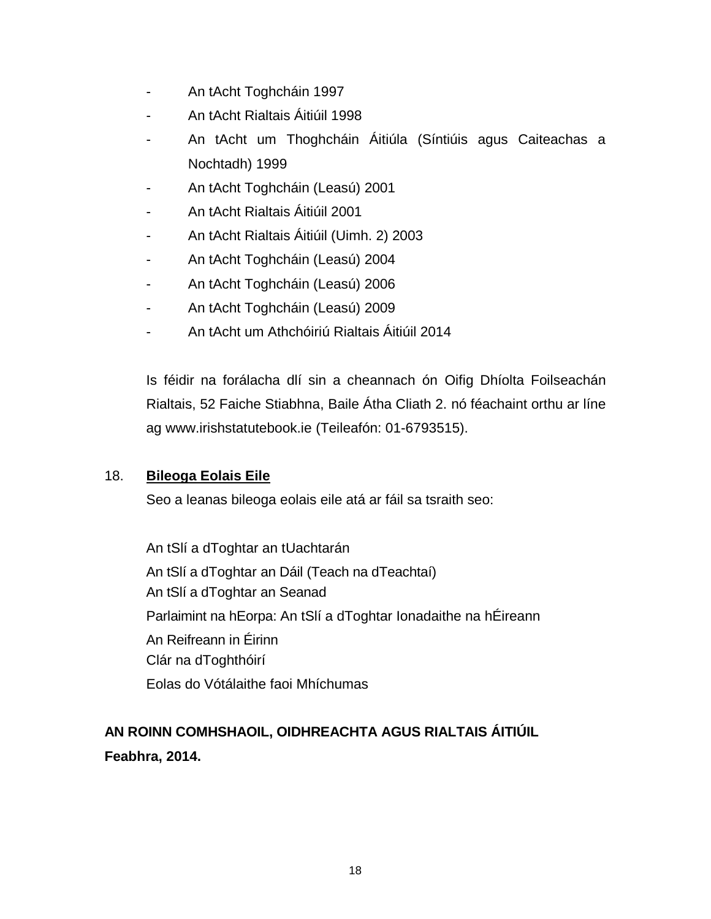- An tAcht Toghcháin 1997
- An tAcht Rialtais Áitiúil 1998
- An tAcht um Thoghcháin Áitiúla (Síntiúis agus Caiteachas a Nochtadh) 1999
- An tAcht Toghcháin (Leasú) 2001
- An tAcht Rialtais Áitiúil 2001
- An tAcht Rialtais Áitiúil (Uimh. 2) 2003
- An tAcht Toghcháin (Leasú) 2004
- An tAcht Toghcháin (Leasú) 2006
- An tAcht Toghcháin (Leasú) 2009
- An tAcht um Athchóiriú Rialtais Áitiúil 2014

Is féidir na forálacha dlí sin a cheannach ón Oifig Dhíolta Foilseachán Rialtais, 52 Faiche Stiabhna, Baile Átha Cliath 2. nó féachaint orthu ar líne ag www.irishstatutebook.ie (Teileafón: 01-6793515).

## 18. Bileoga Eolais Eile

Seo a leanas bileoga eolais eile atá ar fáil sa tsraith seo:

An tSlí a dToghtar an tUachtarán
An tSlí a dToghtar an Dáil (Teach na dTeachtaí)
An tSlí a dToghtar an Seanad
Parlaimint na hEorpa: An tSlí a dToghtar Ionadaithe na hÉireann
An Reifreann in Éirinn
Clár na dToghthóirí
Eolas do Vótálaithe faoi Mhíchumas

**AN ROINN COMHSHAOIL, OIDHREACHTA AGUS RIALTAIS ÁITIÚIL**
**Feabhra, 2014.**